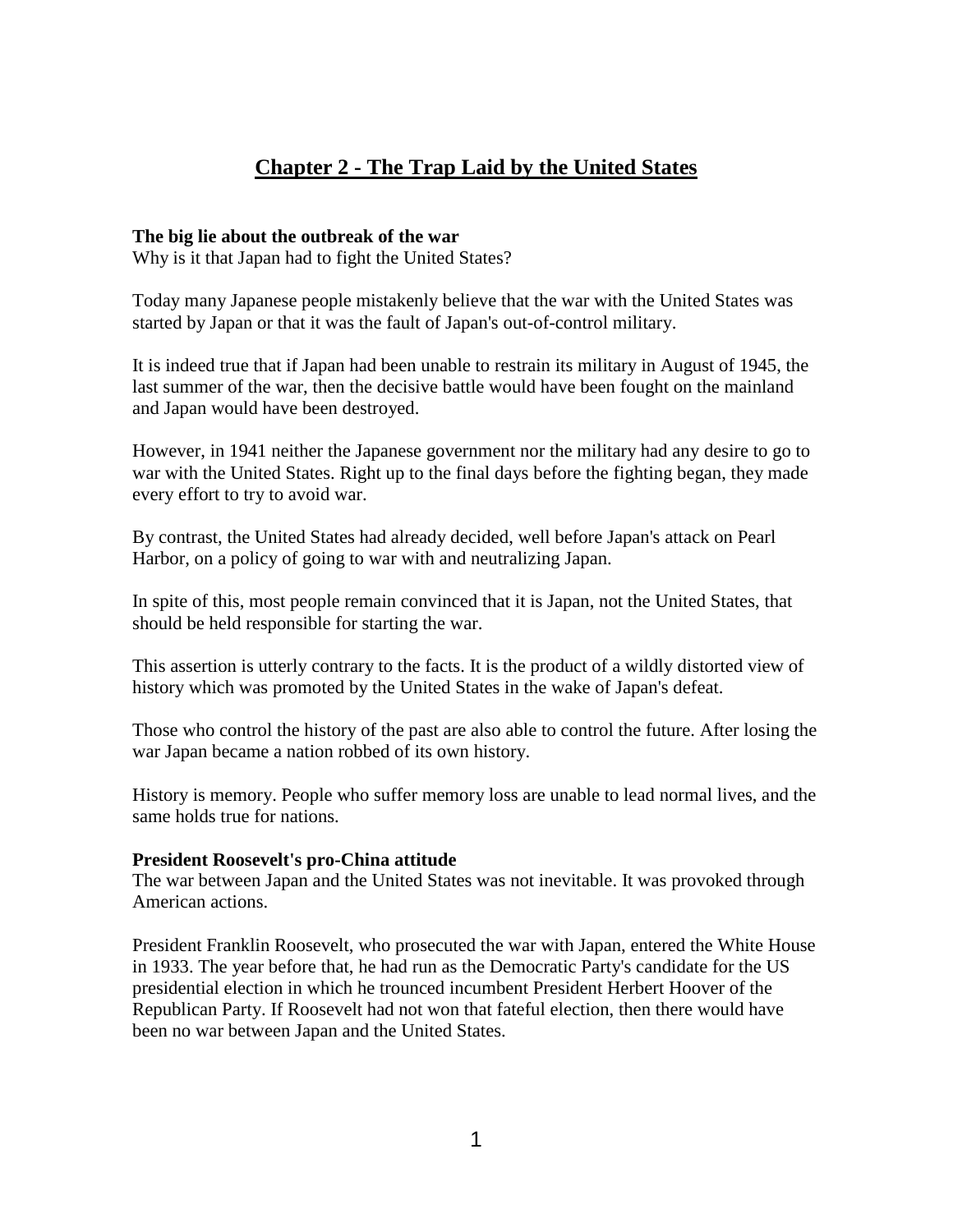# Chapter 2 - The Trap Laid by the United States

**The big lie about the outbreak of the war**
Why is it that Japan had to fight the United States?

Today many Japanese people mistakenly believe that the war with the United States was started by Japan or that it was the fault of Japan's out-of-control military.

It is indeed true that if Japan had been unable to restrain its military in August of 1945, the last summer of the war, then the decisive battle would have been fought on the mainland and Japan would have been destroyed.

However, in 1941 neither the Japanese government nor the military had any desire to go to war with the United States. Right up to the final days before the fighting began, they made every effort to try to avoid war.

By contrast, the United States had already decided, well before Japan's attack on Pearl Harbor, on a policy of going to war with and neutralizing Japan.

In spite of this, most people remain convinced that it is Japan, not the United States, that should be held responsible for starting the war.

This assertion is utterly contrary to the facts. It is the product of a wildly distorted view of history which was promoted by the United States in the wake of Japan's defeat.

Those who control the history of the past are also able to control the future. After losing the war Japan became a nation robbed of its own history.

History is memory. People who suffer memory loss are unable to lead normal lives, and the same holds true for nations.

**President Roosevelt's pro-China attitude**
The war between Japan and the United States was not inevitable. It was provoked through American actions.

President Franklin Roosevelt, who prosecuted the war with Japan, entered the White House in 1933. The year before that, he had run as the Democratic Party's candidate for the US presidential election in which he trounced incumbent President Herbert Hoover of the Republican Party. If Roosevelt had not won that fateful election, then there would have been no war between Japan and the United States.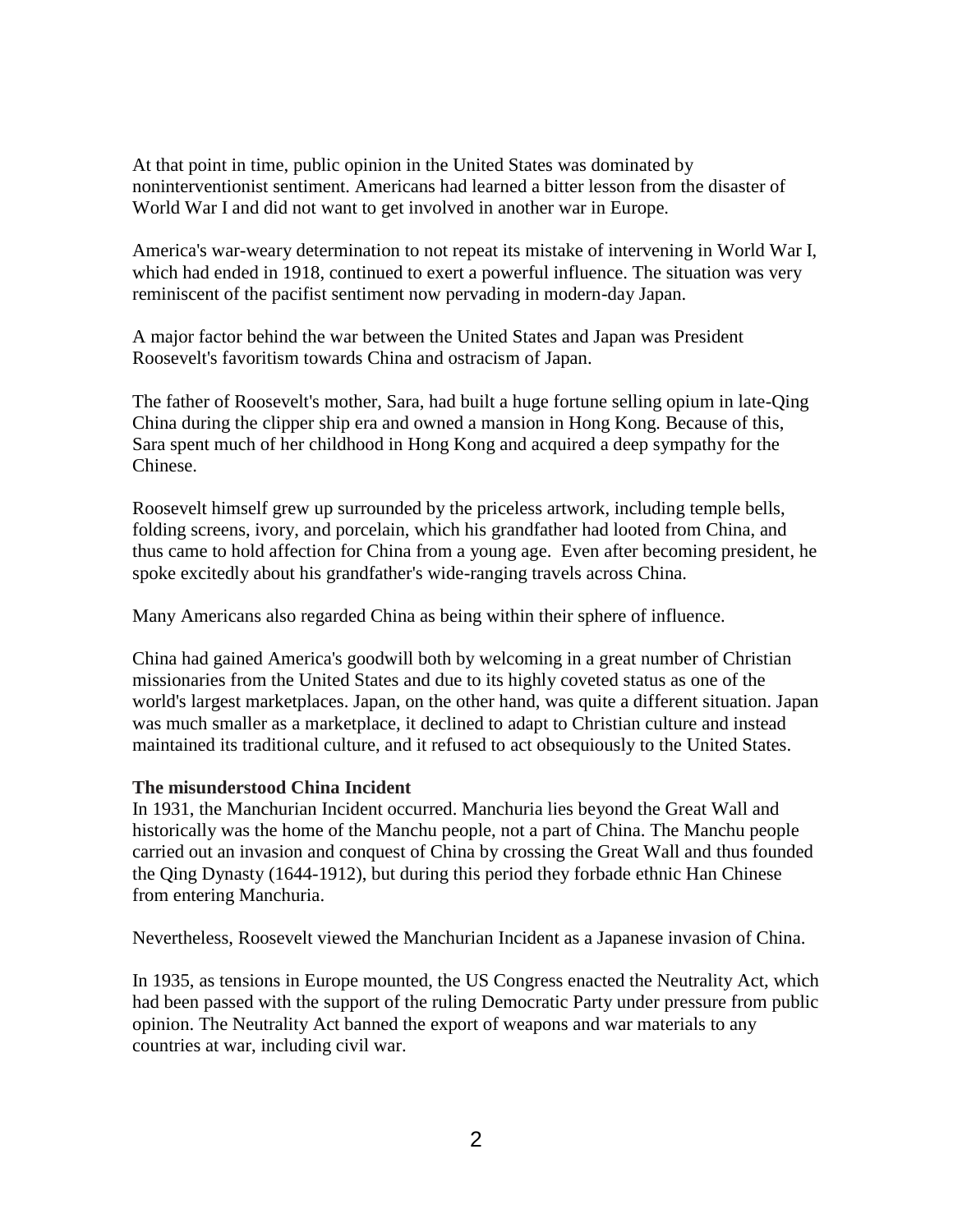At that point in time, public opinion in the United States was dominated by noninterventionist sentiment. Americans had learned a bitter lesson from the disaster of World War I and did not want to get involved in another war in Europe.

America's war-weary determination to not repeat its mistake of intervening in World War I, which had ended in 1918, continued to exert a powerful influence. The situation was very reminiscent of the pacifist sentiment now pervading in modern-day Japan.

A major factor behind the war between the United States and Japan was President Roosevelt's favoritism towards China and ostracism of Japan.

The father of Roosevelt's mother, Sara, had built a huge fortune selling opium in late-Qing China during the clipper ship era and owned a mansion in Hong Kong. Because of this, Sara spent much of her childhood in Hong Kong and acquired a deep sympathy for the Chinese.

Roosevelt himself grew up surrounded by the priceless artwork, including temple bells, folding screens, ivory, and porcelain, which his grandfather had looted from China, and thus came to hold affection for China from a young age. Even after becoming president, he spoke excitedly about his grandfather's wide-ranging travels across China.

Many Americans also regarded China as being within their sphere of influence.

China had gained America's goodwill both by welcoming in a great number of Christian missionaries from the United States and due to its highly coveted status as one of the world's largest marketplaces. Japan, on the other hand, was quite a different situation. Japan was much smaller as a marketplace, it declined to adapt to Christian culture and instead maintained its traditional culture, and it refused to act obsequiously to the United States.

**The misunderstood China Incident**

In 1931, the Manchurian Incident occurred. Manchuria lies beyond the Great Wall and historically was the home of the Manchu people, not a part of China. The Manchu people carried out an invasion and conquest of China by crossing the Great Wall and thus founded the Qing Dynasty (1644-1912), but during this period they forbade ethnic Han Chinese from entering Manchuria.

Nevertheless, Roosevelt viewed the Manchurian Incident as a Japanese invasion of China.

In 1935, as tensions in Europe mounted, the US Congress enacted the Neutrality Act, which had been passed with the support of the ruling Democratic Party under pressure from public opinion. The Neutrality Act banned the export of weapons and war materials to any countries at war, including civil war.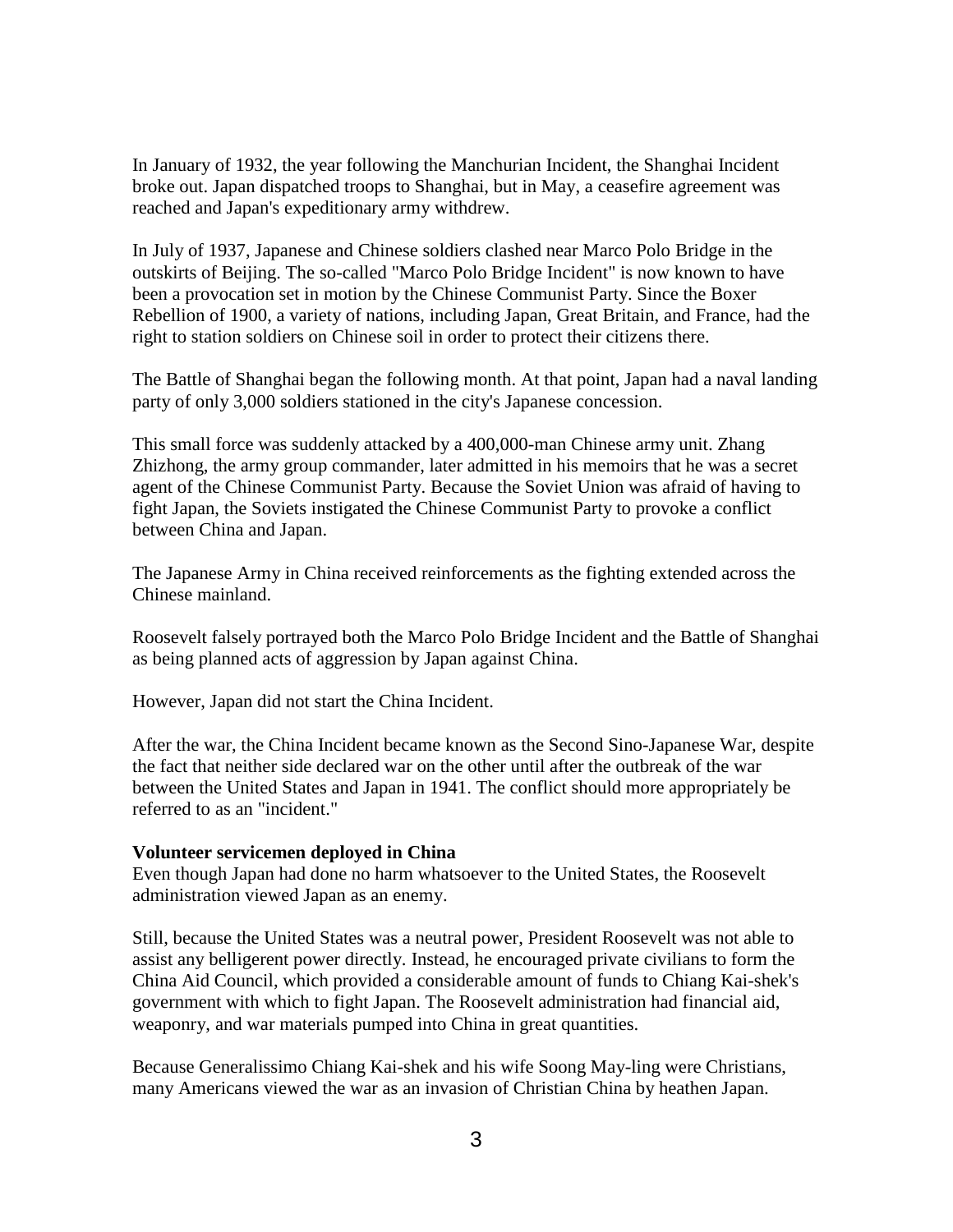In January of 1932, the year following the Manchurian Incident, the Shanghai Incident broke out. Japan dispatched troops to Shanghai, but in May, a ceasefire agreement was reached and Japan's expeditionary army withdrew.

In July of 1937, Japanese and Chinese soldiers clashed near Marco Polo Bridge in the outskirts of Beijing. The so-called "Marco Polo Bridge Incident" is now known to have been a provocation set in motion by the Chinese Communist Party. Since the Boxer Rebellion of 1900, a variety of nations, including Japan, Great Britain, and France, had the right to station soldiers on Chinese soil in order to protect their citizens there.

The Battle of Shanghai began the following month. At that point, Japan had a naval landing party of only 3,000 soldiers stationed in the city's Japanese concession.

This small force was suddenly attacked by a 400,000-man Chinese army unit. Zhang Zhizhong, the army group commander, later admitted in his memoirs that he was a secret agent of the Chinese Communist Party. Because the Soviet Union was afraid of having to fight Japan, the Soviets instigated the Chinese Communist Party to provoke a conflict between China and Japan.

The Japanese Army in China received reinforcements as the fighting extended across the Chinese mainland.

Roosevelt falsely portrayed both the Marco Polo Bridge Incident and the Battle of Shanghai as being planned acts of aggression by Japan against China.

However, Japan did not start the China Incident.

After the war, the China Incident became known as the Second Sino-Japanese War, despite the fact that neither side declared war on the other until after the outbreak of the war between the United States and Japan in 1941. The conflict should more appropriately be referred to as an "incident."

**Volunteer servicemen deployed in China**

Even though Japan had done no harm whatsoever to the United States, the Roosevelt administration viewed Japan as an enemy.

Still, because the United States was a neutral power, President Roosevelt was not able to assist any belligerent power directly. Instead, he encouraged private civilians to form the China Aid Council, which provided a considerable amount of funds to Chiang Kai-shek's government with which to fight Japan. The Roosevelt administration had financial aid, weaponry, and war materials pumped into China in great quantities.

Because Generalissimo Chiang Kai-shek and his wife Soong May-ling were Christians, many Americans viewed the war as an invasion of Christian China by heathen Japan.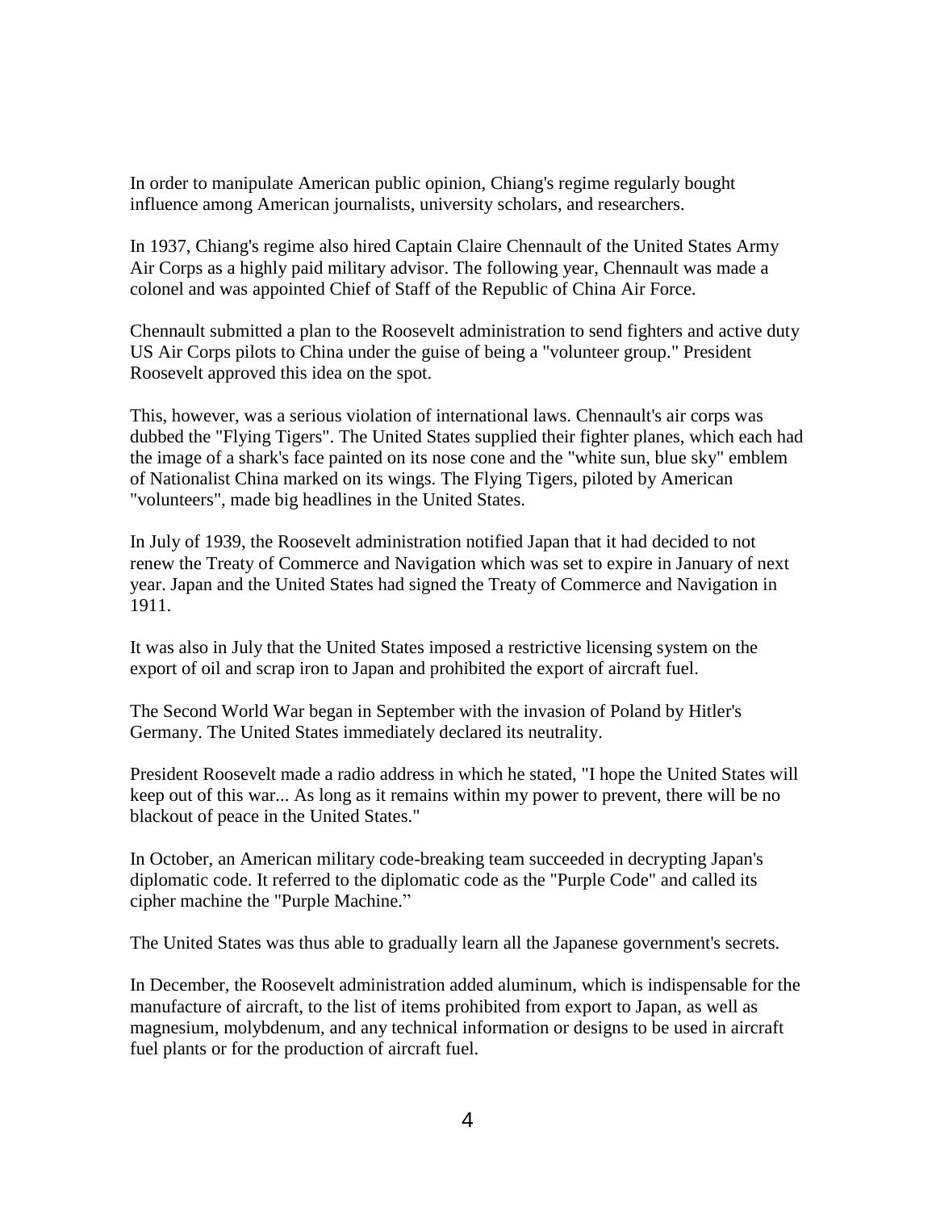In order to manipulate American public opinion, Chiang's regime regularly bought influence among American journalists, university scholars, and researchers.

In 1937, Chiang's regime also hired Captain Claire Chennault of the United States Army Air Corps as a highly paid military advisor. The following year, Chennault was made a colonel and was appointed Chief of Staff of the Republic of China Air Force.

Chennault submitted a plan to the Roosevelt administration to send fighters and active duty US Air Corps pilots to China under the guise of being a "volunteer group." President Roosevelt approved this idea on the spot.

This, however, was a serious violation of international laws. Chennault's air corps was dubbed the "Flying Tigers". The United States supplied their fighter planes, which each had the image of a shark's face painted on its nose cone and the "white sun, blue sky" emblem of Nationalist China marked on its wings. The Flying Tigers, piloted by American "volunteers", made big headlines in the United States.

In July of 1939, the Roosevelt administration notified Japan that it had decided to not renew the Treaty of Commerce and Navigation which was set to expire in January of next year. Japan and the United States had signed the Treaty of Commerce and Navigation in 1911.

It was also in July that the United States imposed a restrictive licensing system on the export of oil and scrap iron to Japan and prohibited the export of aircraft fuel.

The Second World War began in September with the invasion of Poland by Hitler's Germany. The United States immediately declared its neutrality.

President Roosevelt made a radio address in which he stated, "I hope the United States will keep out of this war... As long as it remains within my power to prevent, there will be no blackout of peace in the United States."

In October, an American military code-breaking team succeeded in decrypting Japan's diplomatic code. It referred to the diplomatic code as the "Purple Code" and called its cipher machine the "Purple Machine."

The United States was thus able to gradually learn all the Japanese government's secrets.

In December, the Roosevelt administration added aluminum, which is indispensable for the manufacture of aircraft, to the list of items prohibited from export to Japan, as well as magnesium, molybdenum, and any technical information or designs to be used in aircraft fuel plants or for the production of aircraft fuel.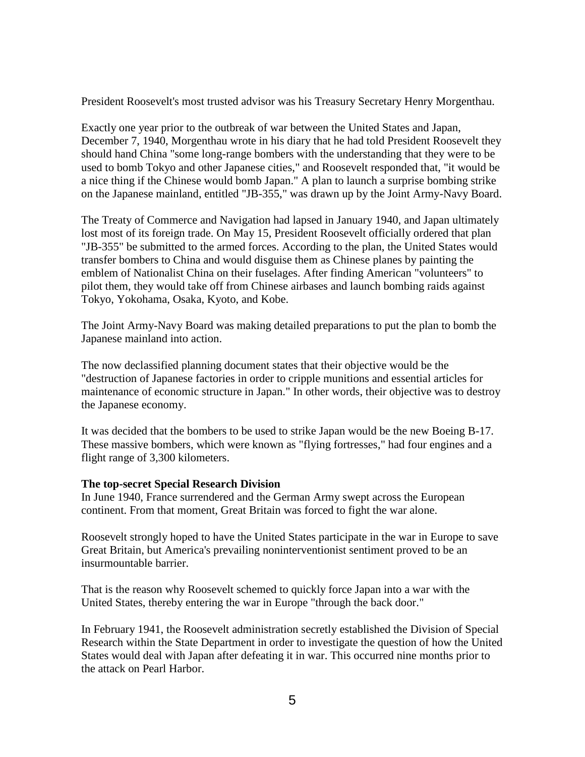President Roosevelt's most trusted advisor was his Treasury Secretary Henry Morgenthau.

Exactly one year prior to the outbreak of war between the United States and Japan, December 7, 1940, Morgenthau wrote in his diary that he had told President Roosevelt they should hand China "some long-range bombers with the understanding that they were to be used to bomb Tokyo and other Japanese cities," and Roosevelt responded that, "it would be a nice thing if the Chinese would bomb Japan." A plan to launch a surprise bombing strike on the Japanese mainland, entitled "JB-355," was drawn up by the Joint Army-Navy Board.

The Treaty of Commerce and Navigation had lapsed in January 1940, and Japan ultimately lost most of its foreign trade. On May 15, President Roosevelt officially ordered that plan "JB-355" be submitted to the armed forces. According to the plan, the United States would transfer bombers to China and would disguise them as Chinese planes by painting the emblem of Nationalist China on their fuselages. After finding American "volunteers" to pilot them, they would take off from Chinese airbases and launch bombing raids against Tokyo, Yokohama, Osaka, Kyoto, and Kobe.

The Joint Army-Navy Board was making detailed preparations to put the plan to bomb the Japanese mainland into action.

The now declassified planning document states that their objective would be the "destruction of Japanese factories in order to cripple munitions and essential articles for maintenance of economic structure in Japan." In other words, their objective was to destroy the Japanese economy.

It was decided that the bombers to be used to strike Japan would be the new Boeing B-17. These massive bombers, which were known as "flying fortresses," had four engines and a flight range of 3,300 kilometers.

**The top-secret Special Research Division**

In June 1940, France surrendered and the German Army swept across the European continent. From that moment, Great Britain was forced to fight the war alone.

Roosevelt strongly hoped to have the United States participate in the war in Europe to save Great Britain, but America's prevailing noninterventionist sentiment proved to be an insurmountable barrier.

That is the reason why Roosevelt schemed to quickly force Japan into a war with the United States, thereby entering the war in Europe "through the back door."

In February 1941, the Roosevelt administration secretly established the Division of Special Research within the State Department in order to investigate the question of how the United States would deal with Japan after defeating it in war. This occurred nine months prior to the attack on Pearl Harbor.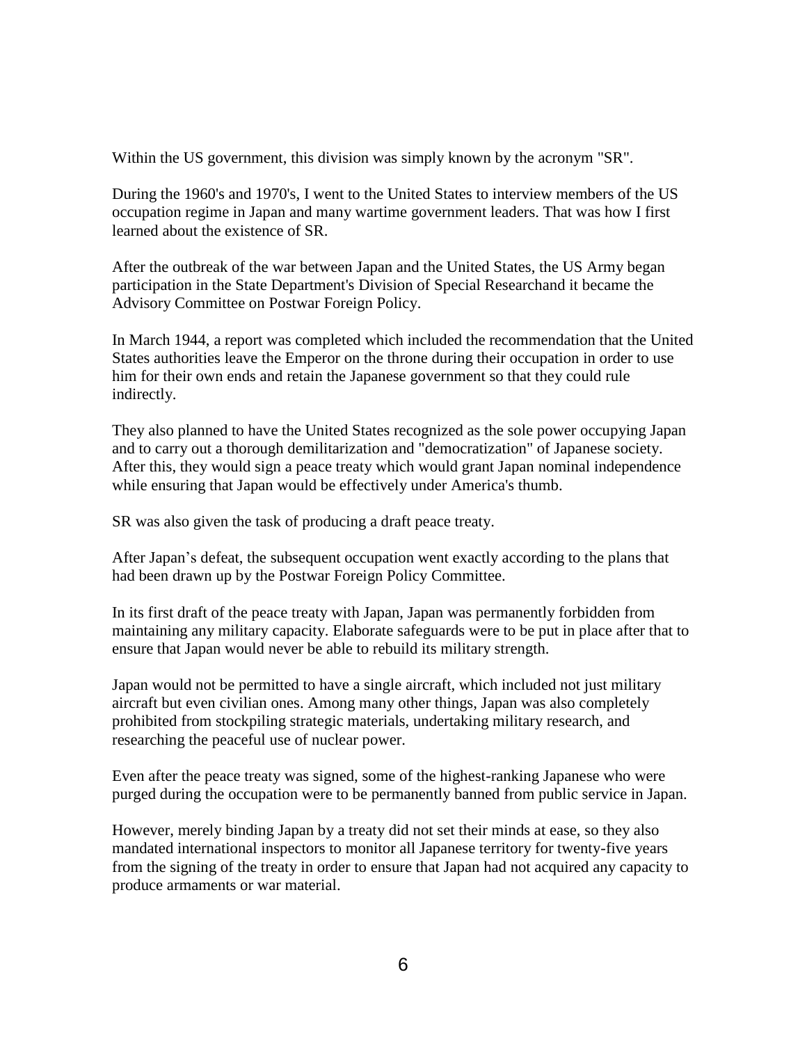Within the US government, this division was simply known by the acronym "SR".

During the 1960's and 1970's, I went to the United States to interview members of the US occupation regime in Japan and many wartime government leaders. That was how I first learned about the existence of SR.

After the outbreak of the war between Japan and the United States, the US Army began participation in the State Department's Division of Special Researchand it became the Advisory Committee on Postwar Foreign Policy.

In March 1944, a report was completed which included the recommendation that the United States authorities leave the Emperor on the throne during their occupation in order to use him for their own ends and retain the Japanese government so that they could rule indirectly.

They also planned to have the United States recognized as the sole power occupying Japan and to carry out a thorough demilitarization and "democratization" of Japanese society. After this, they would sign a peace treaty which would grant Japan nominal independence while ensuring that Japan would be effectively under America's thumb.

SR was also given the task of producing a draft peace treaty.

After Japan's defeat, the subsequent occupation went exactly according to the plans that had been drawn up by the Postwar Foreign Policy Committee.

In its first draft of the peace treaty with Japan, Japan was permanently forbidden from maintaining any military capacity. Elaborate safeguards were to be put in place after that to ensure that Japan would never be able to rebuild its military strength.

Japan would not be permitted to have a single aircraft, which included not just military aircraft but even civilian ones. Among many other things, Japan was also completely prohibited from stockpiling strategic materials, undertaking military research, and researching the peaceful use of nuclear power.

Even after the peace treaty was signed, some of the highest-ranking Japanese who were purged during the occupation were to be permanently banned from public service in Japan.

However, merely binding Japan by a treaty did not set their minds at ease, so they also mandated international inspectors to monitor all Japanese territory for twenty-five years from the signing of the treaty in order to ensure that Japan had not acquired any capacity to produce armaments or war material.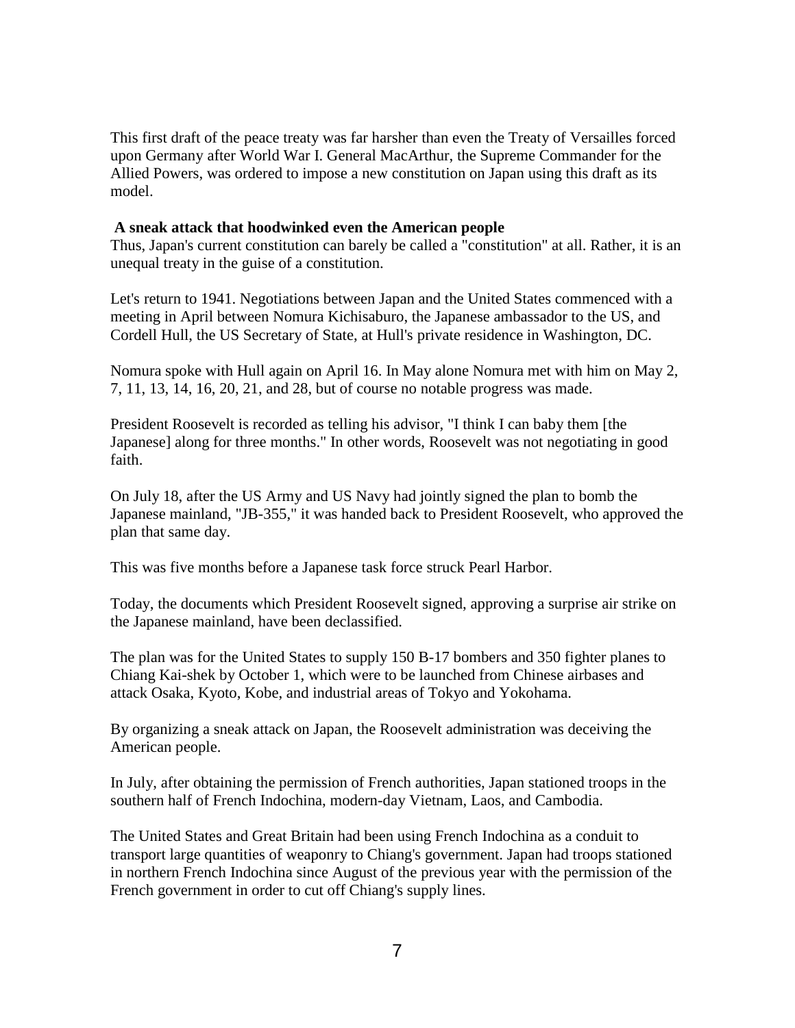This first draft of the peace treaty was far harsher than even the Treaty of Versailles forced upon Germany after World War I. General MacArthur, the Supreme Commander for the Allied Powers, was ordered to impose a new constitution on Japan using this draft as its model.

**A sneak attack that hoodwinked even the American people**

Thus, Japan's current constitution can barely be called a "constitution" at all. Rather, it is an unequal treaty in the guise of a constitution.

Let's return to 1941. Negotiations between Japan and the United States commenced with a meeting in April between Nomura Kichisaburo, the Japanese ambassador to the US, and Cordell Hull, the US Secretary of State, at Hull's private residence in Washington, DC.

Nomura spoke with Hull again on April 16. In May alone Nomura met with him on May 2, 7, 11, 13, 14, 16, 20, 21, and 28, but of course no notable progress was made.

President Roosevelt is recorded as telling his advisor, "I think I can baby them [the Japanese] along for three months." In other words, Roosevelt was not negotiating in good faith.

On July 18, after the US Army and US Navy had jointly signed the plan to bomb the Japanese mainland, "JB-355," it was handed back to President Roosevelt, who approved the plan that same day.

This was five months before a Japanese task force struck Pearl Harbor.

Today, the documents which President Roosevelt signed, approving a surprise air strike on the Japanese mainland, have been declassified.

The plan was for the United States to supply 150 B-17 bombers and 350 fighter planes to Chiang Kai-shek by October 1, which were to be launched from Chinese airbases and attack Osaka, Kyoto, Kobe, and industrial areas of Tokyo and Yokohama.

By organizing a sneak attack on Japan, the Roosevelt administration was deceiving the American people.

In July, after obtaining the permission of French authorities, Japan stationed troops in the southern half of French Indochina, modern-day Vietnam, Laos, and Cambodia.

The United States and Great Britain had been using French Indochina as a conduit to transport large quantities of weaponry to Chiang's government. Japan had troops stationed in northern French Indochina since August of the previous year with the permission of the French government in order to cut off Chiang's supply lines.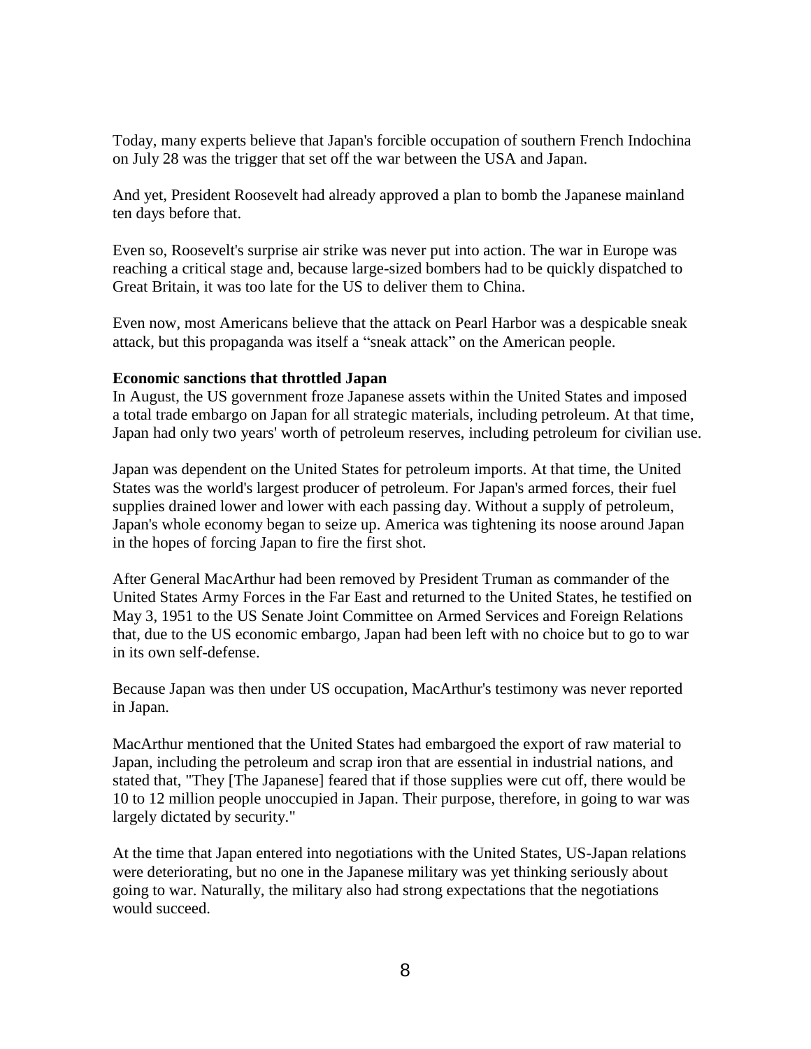Today, many experts believe that Japan's forcible occupation of southern French Indochina on July 28 was the trigger that set off the war between the USA and Japan.

And yet, President Roosevelt had already approved a plan to bomb the Japanese mainland ten days before that.

Even so, Roosevelt's surprise air strike was never put into action. The war in Europe was reaching a critical stage and, because large-sized bombers had to be quickly dispatched to Great Britain, it was too late for the US to deliver them to China.

Even now, most Americans believe that the attack on Pearl Harbor was a despicable sneak attack, but this propaganda was itself a "sneak attack" on the American people.

**Economic sanctions that throttled Japan**

In August, the US government froze Japanese assets within the United States and imposed a total trade embargo on Japan for all strategic materials, including petroleum. At that time, Japan had only two years' worth of petroleum reserves, including petroleum for civilian use.

Japan was dependent on the United States for petroleum imports. At that time, the United States was the world's largest producer of petroleum. For Japan's armed forces, their fuel supplies drained lower and lower with each passing day. Without a supply of petroleum, Japan's whole economy began to seize up. America was tightening its noose around Japan in the hopes of forcing Japan to fire the first shot.

After General MacArthur had been removed by President Truman as commander of the United States Army Forces in the Far East and returned to the United States, he testified on May 3, 1951 to the US Senate Joint Committee on Armed Services and Foreign Relations that, due to the US economic embargo, Japan had been left with no choice but to go to war in its own self-defense.

Because Japan was then under US occupation, MacArthur's testimony was never reported in Japan.

MacArthur mentioned that the United States had embargoed the export of raw material to Japan, including the petroleum and scrap iron that are essential in industrial nations, and stated that, "They [The Japanese] feared that if those supplies were cut off, there would be 10 to 12 million people unoccupied in Japan. Their purpose, therefore, in going to war was largely dictated by security."

At the time that Japan entered into negotiations with the United States, US-Japan relations were deteriorating, but no one in the Japanese military was yet thinking seriously about going to war. Naturally, the military also had strong expectations that the negotiations would succeed.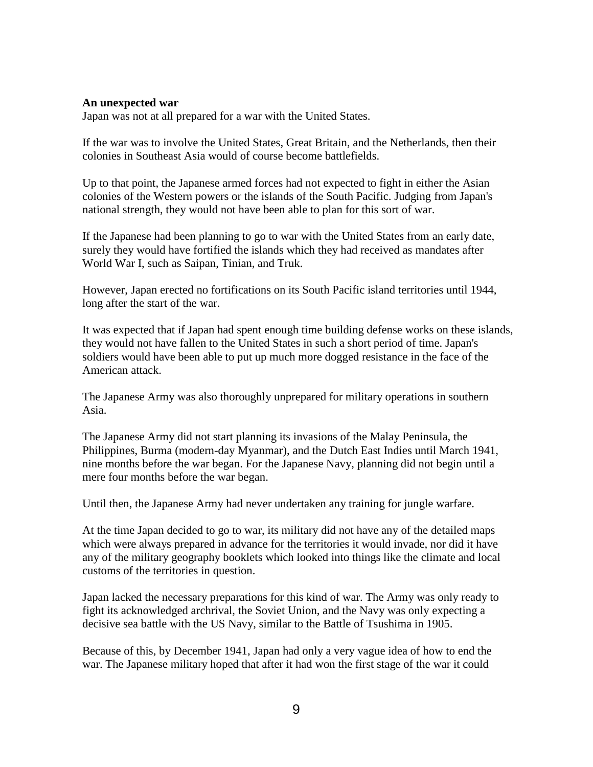**An unexpected war**

Japan was not at all prepared for a war with the United States.

If the war was to involve the United States, Great Britain, and the Netherlands, then their colonies in Southeast Asia would of course become battlefields.

Up to that point, the Japanese armed forces had not expected to fight in either the Asian colonies of the Western powers or the islands of the South Pacific. Judging from Japan's national strength, they would not have been able to plan for this sort of war.

If the Japanese had been planning to go to war with the United States from an early date, surely they would have fortified the islands which they had received as mandates after World War I, such as Saipan, Tinian, and Truk.

However, Japan erected no fortifications on its South Pacific island territories until 1944, long after the start of the war.

It was expected that if Japan had spent enough time building defense works on these islands, they would not have fallen to the United States in such a short period of time. Japan's soldiers would have been able to put up much more dogged resistance in the face of the American attack.

The Japanese Army was also thoroughly unprepared for military operations in southern Asia.

The Japanese Army did not start planning its invasions of the Malay Peninsula, the Philippines, Burma (modern-day Myanmar), and the Dutch East Indies until March 1941, nine months before the war began. For the Japanese Navy, planning did not begin until a mere four months before the war began.

Until then, the Japanese Army had never undertaken any training for jungle warfare.

At the time Japan decided to go to war, its military did not have any of the detailed maps which were always prepared in advance for the territories it would invade, nor did it have any of the military geography booklets which looked into things like the climate and local customs of the territories in question.

Japan lacked the necessary preparations for this kind of war. The Army was only ready to fight its acknowledged archrival, the Soviet Union, and the Navy was only expecting a decisive sea battle with the US Navy, similar to the Battle of Tsushima in 1905.

Because of this, by December 1941, Japan had only a very vague idea of how to end the war. The Japanese military hoped that after it had won the first stage of the war it could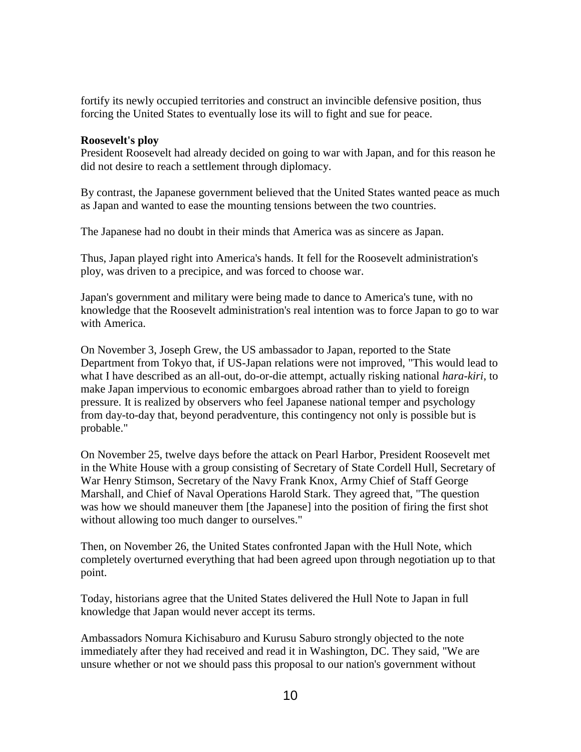fortify its newly occupied territories and construct an invincible defensive position, thus forcing the United States to eventually lose its will to fight and sue for peace.

**Roosevelt's ploy**

President Roosevelt had already decided on going to war with Japan, and for this reason he did not desire to reach a settlement through diplomacy.

By contrast, the Japanese government believed that the United States wanted peace as much as Japan and wanted to ease the mounting tensions between the two countries.

The Japanese had no doubt in their minds that America was as sincere as Japan.

Thus, Japan played right into America's hands. It fell for the Roosevelt administration's ploy, was driven to a precipice, and was forced to choose war.

Japan's government and military were being made to dance to America's tune, with no knowledge that the Roosevelt administration's real intention was to force Japan to go to war with America.

On November 3, Joseph Grew, the US ambassador to Japan, reported to the State Department from Tokyo that, if US-Japan relations were not improved, "This would lead to what I have described as an all-out, do-or-die attempt, actually risking national *hara-kiri*, to make Japan impervious to economic embargoes abroad rather than to yield to foreign pressure. It is realized by observers who feel Japanese national temper and psychology from day-to-day that, beyond peradventure, this contingency not only is possible but is probable."

On November 25, twelve days before the attack on Pearl Harbor, President Roosevelt met in the White House with a group consisting of Secretary of State Cordell Hull, Secretary of War Henry Stimson, Secretary of the Navy Frank Knox, Army Chief of Staff George Marshall, and Chief of Naval Operations Harold Stark. They agreed that, "The question was how we should maneuver them [the Japanese] into the position of firing the first shot without allowing too much danger to ourselves."

Then, on November 26, the United States confronted Japan with the Hull Note, which completely overturned everything that had been agreed upon through negotiation up to that point.

Today, historians agree that the United States delivered the Hull Note to Japan in full knowledge that Japan would never accept its terms.

Ambassadors Nomura Kichisaburo and Kurusu Saburo strongly objected to the note immediately after they had received and read it in Washington, DC. They said, "We are unsure whether or not we should pass this proposal to our nation's government without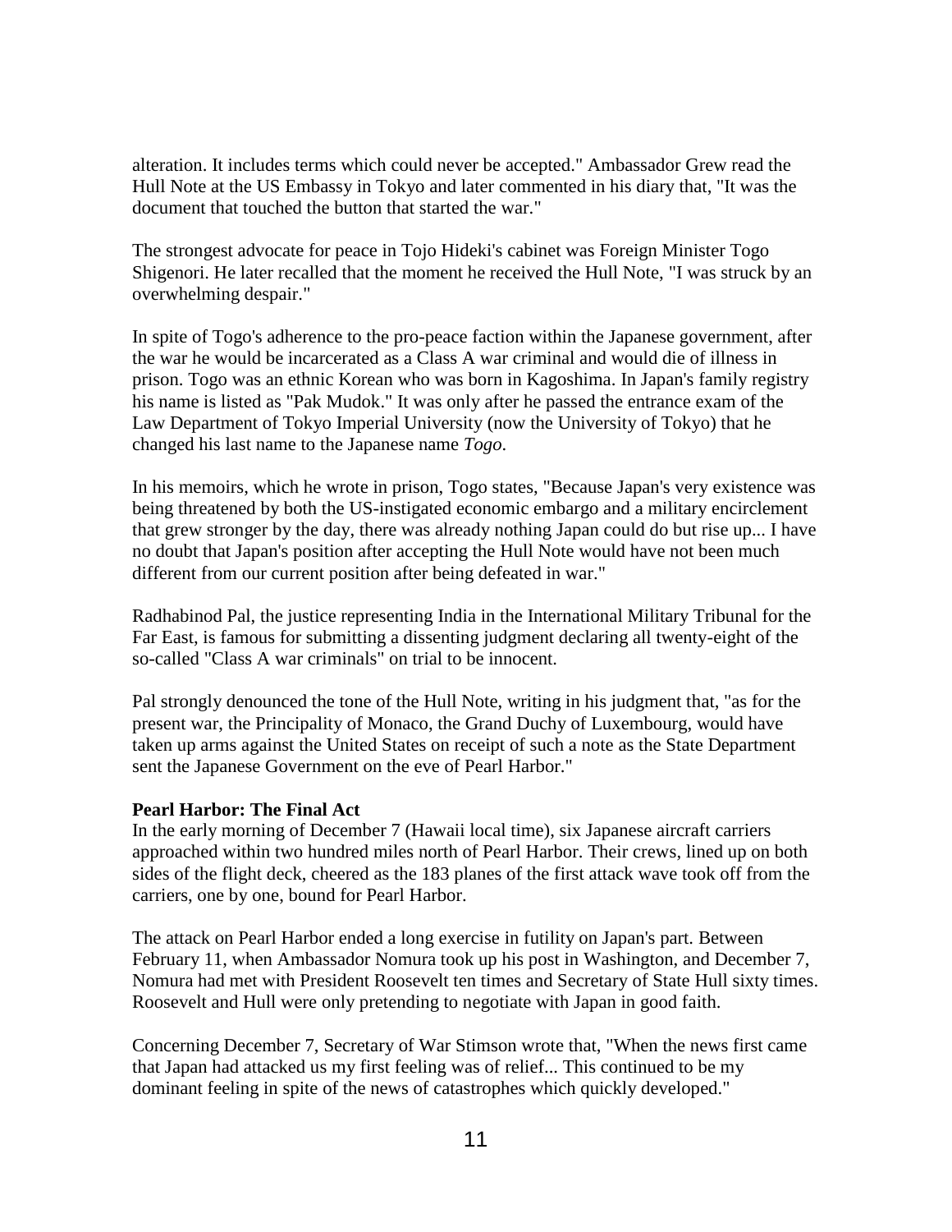alteration. It includes terms which could never be accepted." Ambassador Grew read the Hull Note at the US Embassy in Tokyo and later commented in his diary that, "It was the document that touched the button that started the war."

The strongest advocate for peace in Tojo Hideki's cabinet was Foreign Minister Togo Shigenori. He later recalled that the moment he received the Hull Note, "I was struck by an overwhelming despair."

In spite of Togo's adherence to the pro-peace faction within the Japanese government, after the war he would be incarcerated as a Class A war criminal and would die of illness in prison. Togo was an ethnic Korean who was born in Kagoshima. In Japan's family registry his name is listed as "Pak Mudok." It was only after he passed the entrance exam of the Law Department of Tokyo Imperial University (now the University of Tokyo) that he changed his last name to the Japanese name *Togo*.

In his memoirs, which he wrote in prison, Togo states, "Because Japan's very existence was being threatened by both the US-instigated economic embargo and a military encirclement that grew stronger by the day, there was already nothing Japan could do but rise up... I have no doubt that Japan's position after accepting the Hull Note would have not been much different from our current position after being defeated in war."

Radhabinod Pal, the justice representing India in the International Military Tribunal for the Far East, is famous for submitting a dissenting judgment declaring all twenty-eight of the so-called "Class A war criminals" on trial to be innocent.

Pal strongly denounced the tone of the Hull Note, writing in his judgment that, "as for the present war, the Principality of Monaco, the Grand Duchy of Luxembourg, would have taken up arms against the United States on receipt of such a note as the State Department sent the Japanese Government on the eve of Pearl Harbor."

**Pearl Harbor: The Final Act**

In the early morning of December 7 (Hawaii local time), six Japanese aircraft carriers approached within two hundred miles north of Pearl Harbor. Their crews, lined up on both sides of the flight deck, cheered as the 183 planes of the first attack wave took off from the carriers, one by one, bound for Pearl Harbor.

The attack on Pearl Harbor ended a long exercise in futility on Japan's part. Between February 11, when Ambassador Nomura took up his post in Washington, and December 7, Nomura had met with President Roosevelt ten times and Secretary of State Hull sixty times. Roosevelt and Hull were only pretending to negotiate with Japan in good faith.

Concerning December 7, Secretary of War Stimson wrote that, "When the news first came that Japan had attacked us my first feeling was of relief... This continued to be my dominant feeling in spite of the news of catastrophes which quickly developed."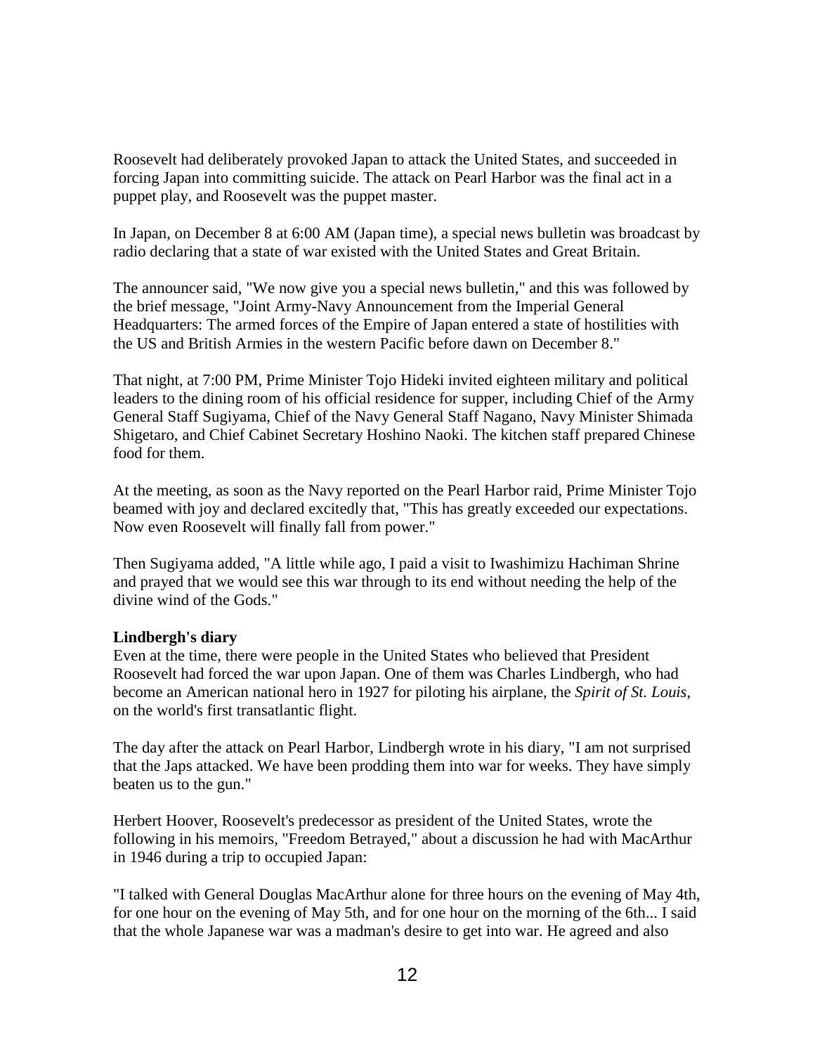Roosevelt had deliberately provoked Japan to attack the United States, and succeeded in forcing Japan into committing suicide. The attack on Pearl Harbor was the final act in a puppet play, and Roosevelt was the puppet master.

In Japan, on December 8 at 6:00 AM (Japan time), a special news bulletin was broadcast by radio declaring that a state of war existed with the United States and Great Britain.

The announcer said, "We now give you a special news bulletin," and this was followed by the brief message, "Joint Army-Navy Announcement from the Imperial General Headquarters: The armed forces of the Empire of Japan entered a state of hostilities with the US and British Armies in the western Pacific before dawn on December 8."

That night, at 7:00 PM, Prime Minister Tojo Hideki invited eighteen military and political leaders to the dining room of his official residence for supper, including Chief of the Army General Staff Sugiyama, Chief of the Navy General Staff Nagano, Navy Minister Shimada Shigetaro, and Chief Cabinet Secretary Hoshino Naoki. The kitchen staff prepared Chinese food for them.

At the meeting, as soon as the Navy reported on the Pearl Harbor raid, Prime Minister Tojo beamed with joy and declared excitedly that, "This has greatly exceeded our expectations. Now even Roosevelt will finally fall from power."

Then Sugiyama added, "A little while ago, I paid a visit to Iwashimizu Hachiman Shrine and prayed that we would see this war through to its end without needing the help of the divine wind of the Gods."

**Lindbergh's diary**

Even at the time, there were people in the United States who believed that President Roosevelt had forced the war upon Japan. One of them was Charles Lindbergh, who had become an American national hero in 1927 for piloting his airplane, the *Spirit of St. Louis*, on the world's first transatlantic flight.

The day after the attack on Pearl Harbor, Lindbergh wrote in his diary, "I am not surprised that the Japs attacked. We have been prodding them into war for weeks. They have simply beaten us to the gun."

Herbert Hoover, Roosevelt's predecessor as president of the United States, wrote the following in his memoirs, "Freedom Betrayed," about a discussion he had with MacArthur in 1946 during a trip to occupied Japan:

"I talked with General Douglas MacArthur alone for three hours on the evening of May 4th, for one hour on the evening of May 5th, and for one hour on the morning of the 6th... I said that the whole Japanese war was a madman's desire to get into war. He agreed and also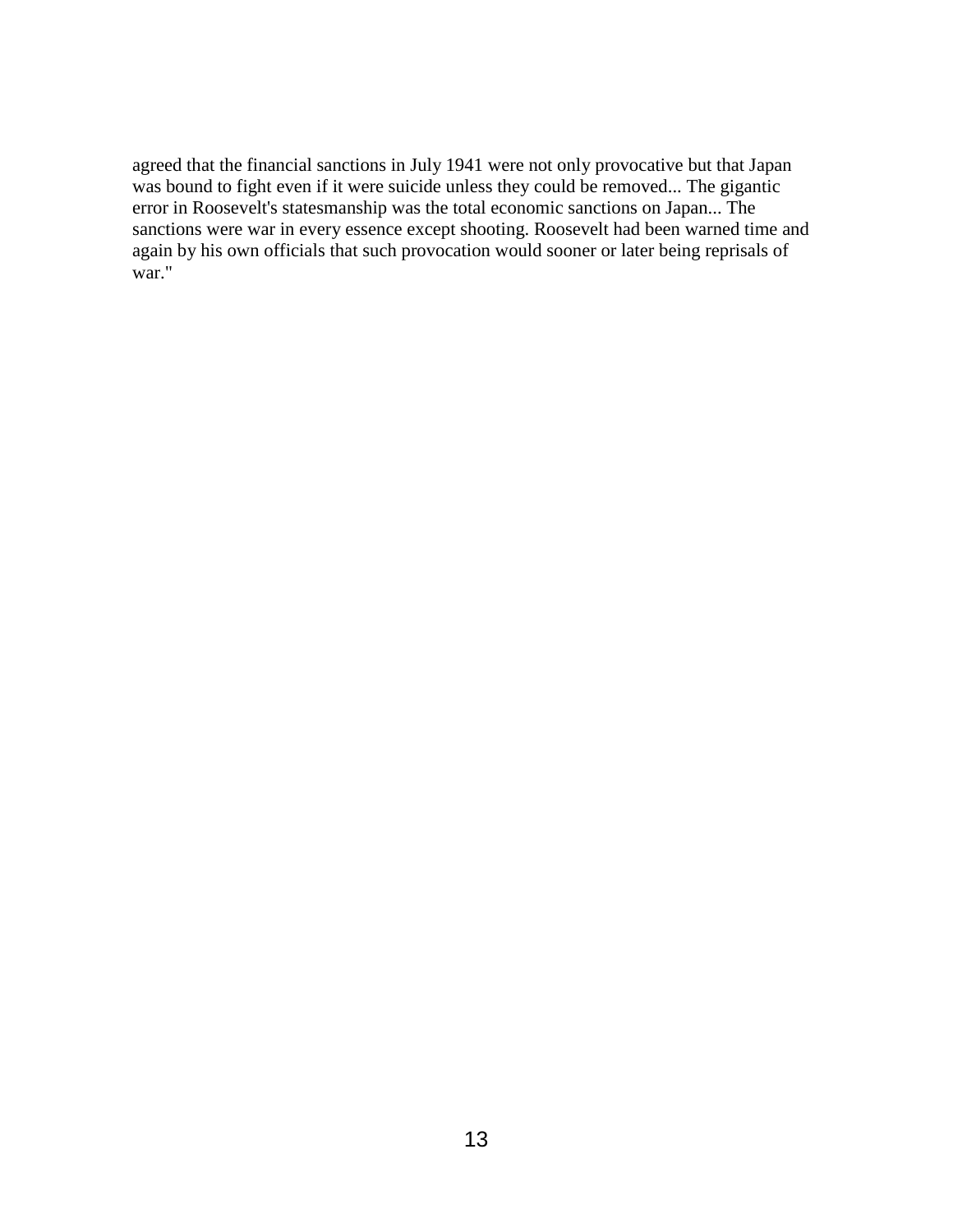agreed that the financial sanctions in July 1941 were not only provocative but that Japan was bound to fight even if it were suicide unless they could be removed... The gigantic error in Roosevelt's statesmanship was the total economic sanctions on Japan... The sanctions were war in every essence except shooting. Roosevelt had been warned time and again by his own officials that such provocation would sooner or later being reprisals of war."